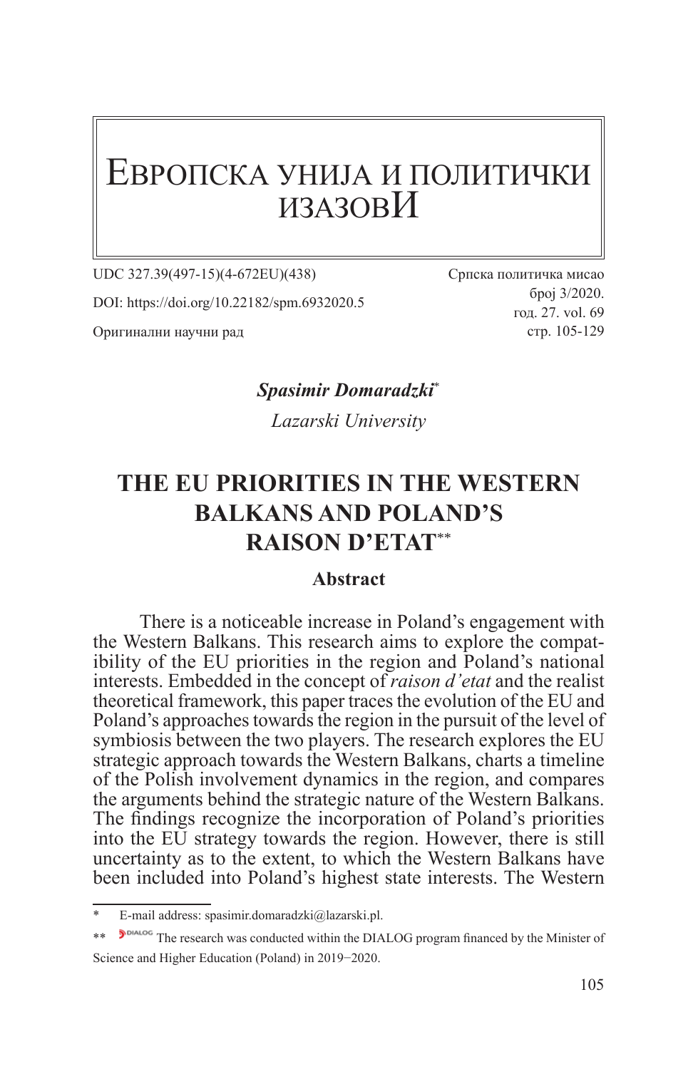# Европска унија и политички изазови

UDC 327.39(497-15)(4-672EU)(438)

DOI: https://doi.org/10.22182/spm.6932020.5

Оригинални научни рад

Српска политичка мисао
број 3/2020.
год. 27. vol. 69
стр. 105-129

***Spasimir Domaradzki****

*Lazarski University*

## THE EU PRIORITIES IN THE WESTERN BALKANS AND POLAND'S RAISON D'ETAT**

### Abstract

There is a noticeable increase in Poland's engagement with the Western Balkans. This research aims to explore the compatibility of the EU priorities in the region and Poland's national interests. Embedded in the concept of *raison d'etat* and the realist theoretical framework, this paper traces the evolution of the EU and Poland's approaches towards the region in the pursuit of the level of symbiosis between the two players. The research explores the EU strategic approach towards the Western Balkans, charts a timeline of the Polish involvement dynamics in the region, and compares the arguments behind the strategic nature of the Western Balkans. The findings recognize the incorporation of Poland's priorities into the EU strategy towards the region. However, there is still uncertainty as to the extent, to which the Western Balkans have been included into Poland's highest state interests. The Western

---

\* E-mail address: spasimir.domaradzki@lazarski.pl.

\*\* The research was conducted within the DIALOG program financed by the Minister of Science and Higher Education (Poland) in 2019−2020.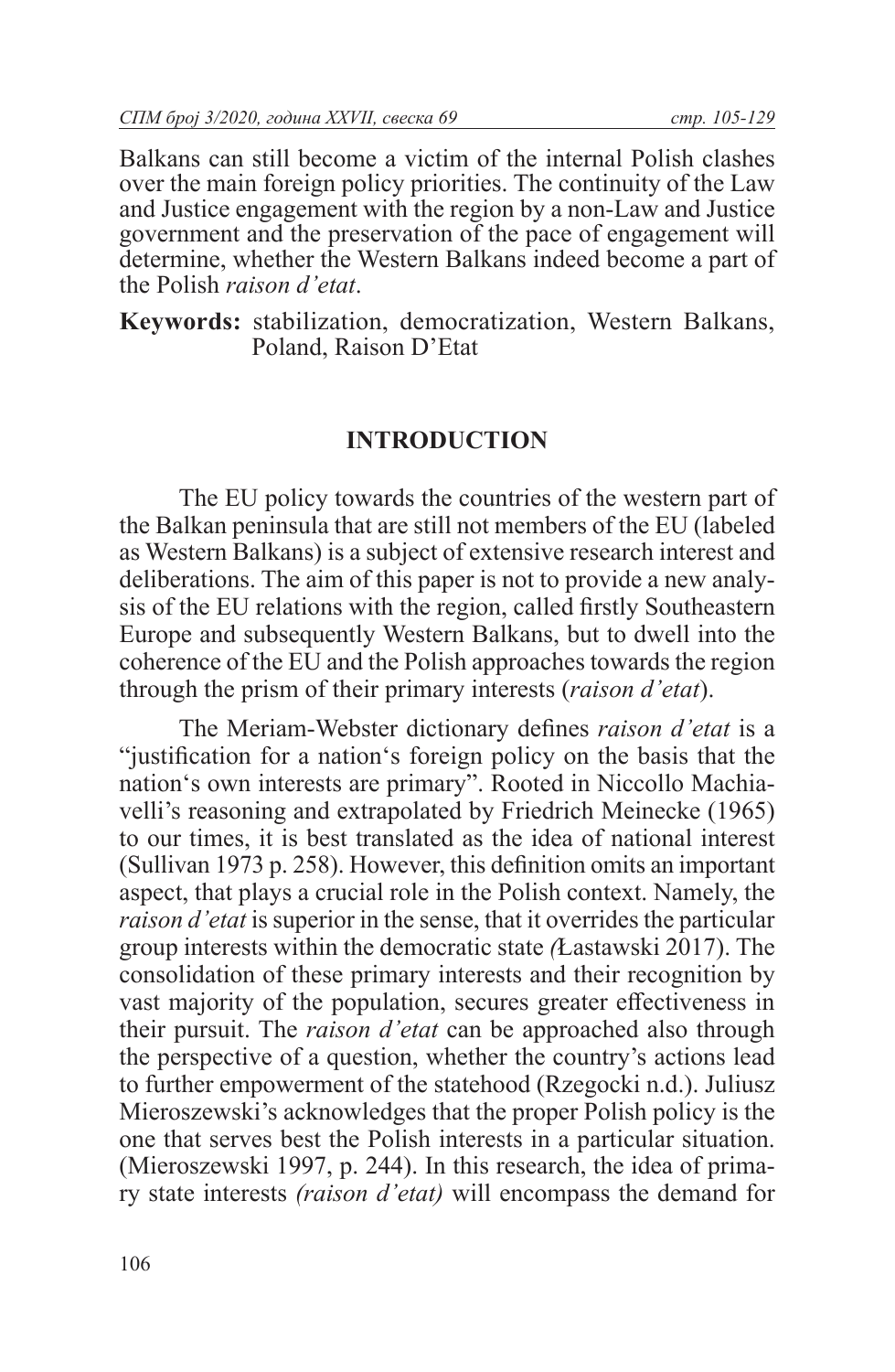Balkans can still become a victim of the internal Polish clashes over the main foreign policy priorities. The continuity of the Law and Justice engagement with the region by a non-Law and Justice government and the preservation of the pace of engagement will determine, whether the Western Balkans indeed become a part of the Polish *raison d'etat*.

**Keywords:** stabilization, democratization, Western Balkans, Poland, Raison D'Etat

## INTRODUCTION

The EU policy towards the countries of the western part of the Balkan peninsula that are still not members of the EU (labeled as Western Balkans) is a subject of extensive research interest and deliberations. The aim of this paper is not to provide a new analysis of the EU relations with the region, called firstly Southeastern Europe and subsequently Western Balkans, but to dwell into the coherence of the EU and the Polish approaches towards the region through the prism of their primary interests (*raison d'etat*).

The Meriam-Webster dictionary defines *raison d'etat* is a "justification for a nation's foreign policy on the basis that the nation's own interests are primary". Rooted in Niccollo Machiavelli's reasoning and extrapolated by Friedrich Meinecke (1965) to our times, it is best translated as the idea of national interest (Sullivan 1973 p. 258). However, this definition omits an important aspect, that plays a crucial role in the Polish context. Namely, the *raison d'etat* is superior in the sense, that it overrides the particular group interests within the democratic state *(*Łastawski 2017). The consolidation of these primary interests and their recognition by vast majority of the population, secures greater effectiveness in their pursuit. The *raison d'etat* can be approached also through the perspective of a question, whether the country's actions lead to further empowerment of the statehood (Rzegocki n.d.). Juliusz Mieroszewski's acknowledges that the proper Polish policy is the one that serves best the Polish interests in a particular situation. (Mieroszewski 1997, p. 244). In this research, the idea of primary state interests *(raison d'etat)* will encompass the demand for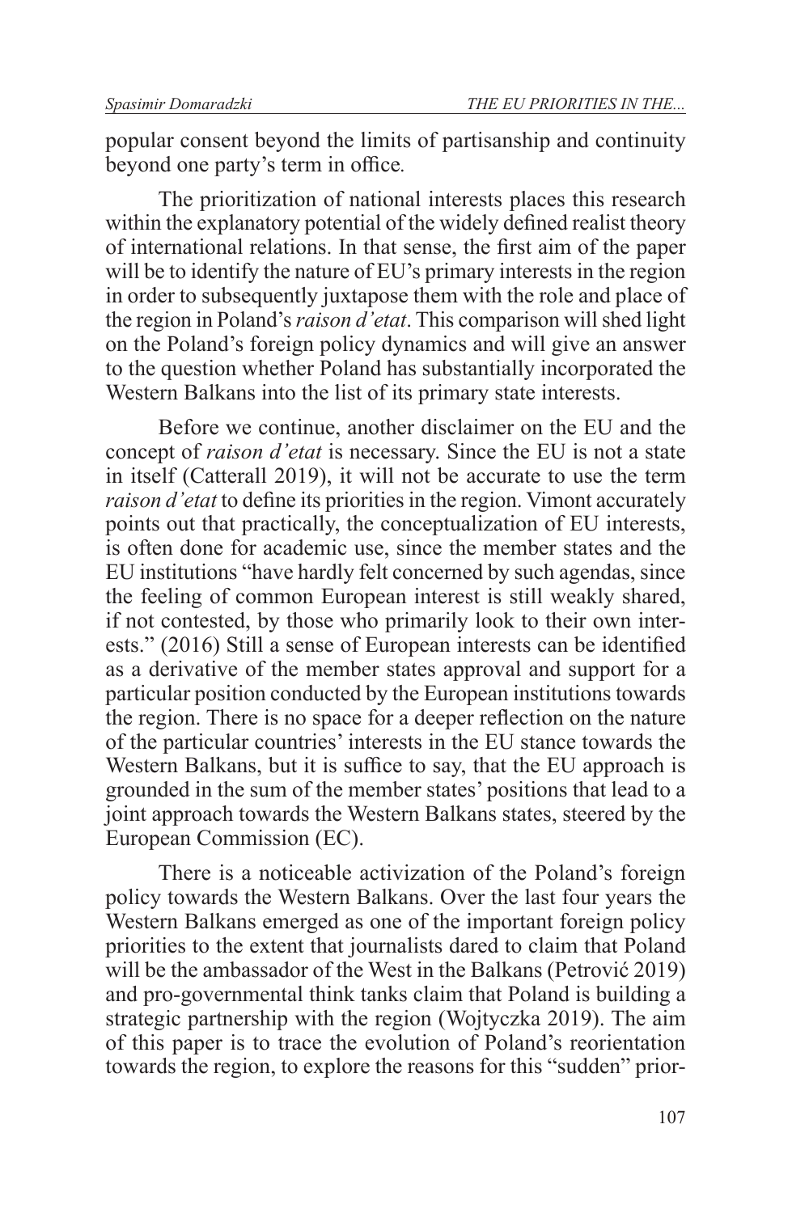popular consent beyond the limits of partisanship and continuity beyond one party's term in office.

The prioritization of national interests places this research within the explanatory potential of the widely defined realist theory of international relations. In that sense, the first aim of the paper will be to identify the nature of EU's primary interests in the region in order to subsequently juxtapose them with the role and place of the region in Poland's *raison d'etat*. This comparison will shed light on the Poland's foreign policy dynamics and will give an answer to the question whether Poland has substantially incorporated the Western Balkans into the list of its primary state interests.

Before we continue, another disclaimer on the EU and the concept of *raison d'etat* is necessary. Since the EU is not a state in itself (Catterall 2019), it will not be accurate to use the term *raison d'etat* to define its priorities in the region. Vimont accurately points out that practically, the conceptualization of EU interests, is often done for academic use, since the member states and the EU institutions "have hardly felt concerned by such agendas, since the feeling of common European interest is still weakly shared, if not contested, by those who primarily look to their own interests." (2016) Still a sense of European interests can be identified as a derivative of the member states approval and support for a particular position conducted by the European institutions towards the region. There is no space for a deeper reflection on the nature of the particular countries' interests in the EU stance towards the Western Balkans, but it is suffice to say, that the EU approach is grounded in the sum of the member states' positions that lead to a joint approach towards the Western Balkans states, steered by the European Commission (EC).

There is a noticeable activization of the Poland's foreign policy towards the Western Balkans. Over the last four years the Western Balkans emerged as one of the important foreign policy priorities to the extent that journalists dared to claim that Poland will be the ambassador of the West in the Balkans (Petrović 2019) and pro-governmental think tanks claim that Poland is building a strategic partnership with the region (Wojtyczka 2019). The aim of this paper is to trace the evolution of Poland's reorientation towards the region, to explore the reasons for this "sudden" prior-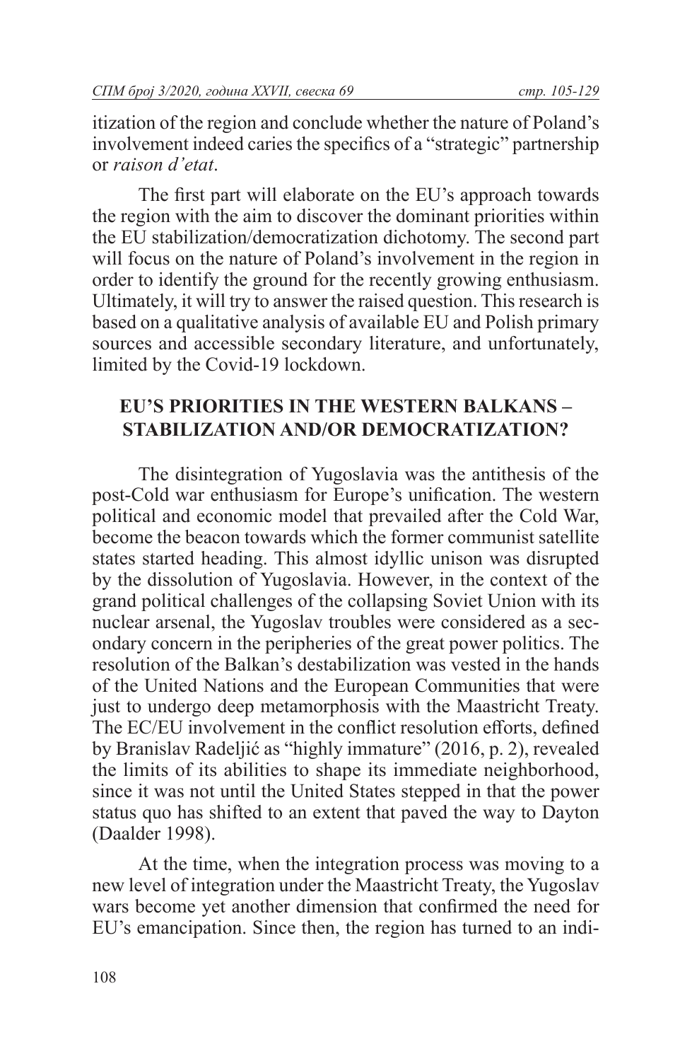itization of the region and conclude whether the nature of Poland's involvement indeed caries the specifics of a "strategic" partnership or *raison d'etat*.

The first part will elaborate on the EU's approach towards the region with the aim to discover the dominant priorities within the EU stabilization/democratization dichotomy. The second part will focus on the nature of Poland's involvement in the region in order to identify the ground for the recently growing enthusiasm. Ultimately, it will try to answer the raised question. This research is based on a qualitative analysis of available EU and Polish primary sources and accessible secondary literature, and unfortunately, limited by the Covid-19 lockdown.

## EU'S PRIORITIES IN THE WESTERN BALKANS – STABILIZATION AND/OR DEMOCRATIZATION?

The disintegration of Yugoslavia was the antithesis of the post-Cold war enthusiasm for Europe's unification. The western political and economic model that prevailed after the Cold War, become the beacon towards which the former communist satellite states started heading. This almost idyllic unison was disrupted by the dissolution of Yugoslavia. However, in the context of the grand political challenges of the collapsing Soviet Union with its nuclear arsenal, the Yugoslav troubles were considered as a secondary concern in the peripheries of the great power politics. The resolution of the Balkan's destabilization was vested in the hands of the United Nations and the European Communities that were just to undergo deep metamorphosis with the Maastricht Treaty. The EC/EU involvement in the conflict resolution efforts, defined by Branislav Radeljić as "highly immature" (2016, p. 2), revealed the limits of its abilities to shape its immediate neighborhood, since it was not until the United States stepped in that the power status quo has shifted to an extent that paved the way to Dayton (Daalder 1998).

At the time, when the integration process was moving to a new level of integration under the Maastricht Treaty, the Yugoslav wars become yet another dimension that confirmed the need for EU's emancipation. Since then, the region has turned to an indi-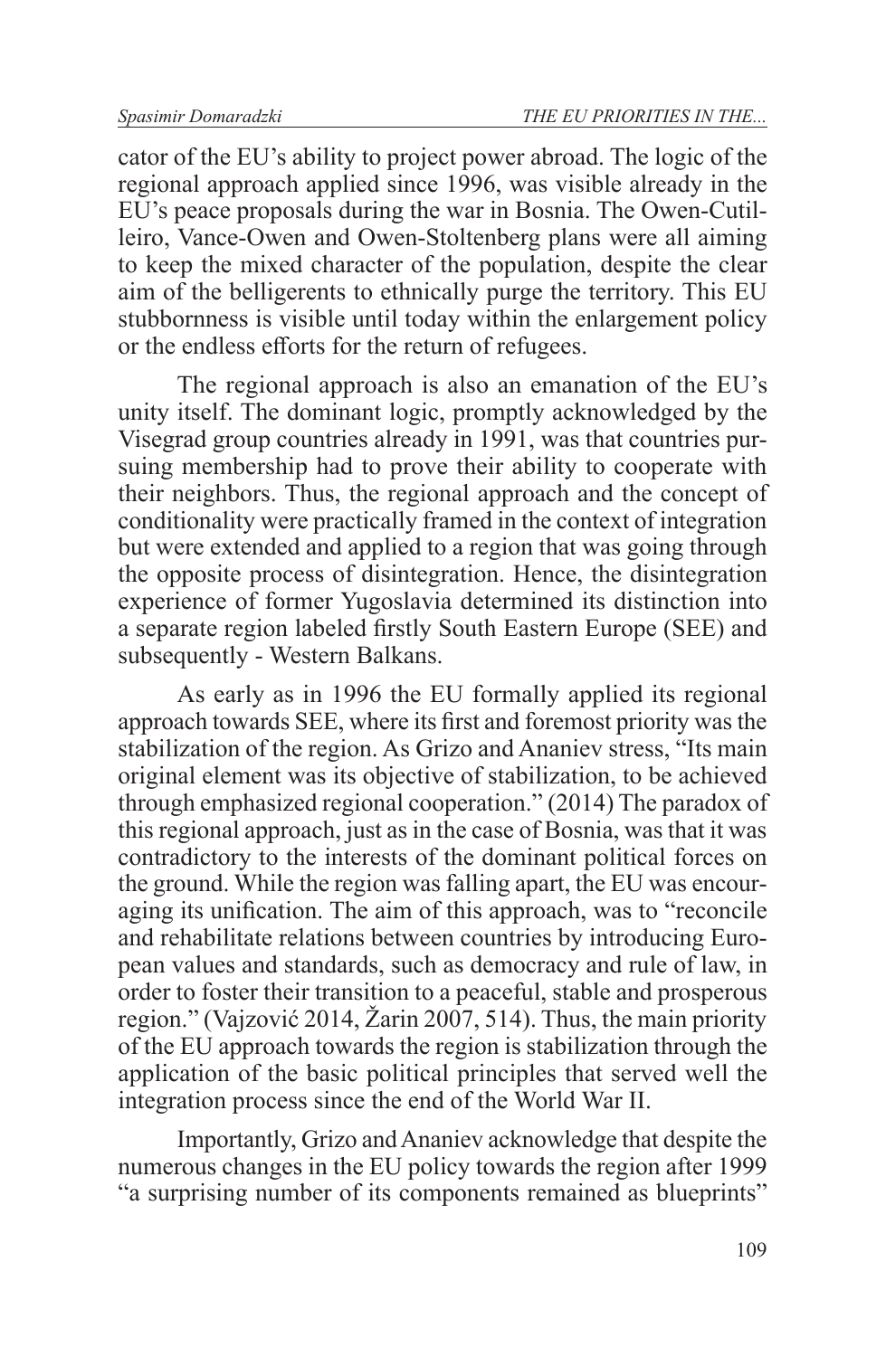cator of the EU's ability to project power abroad. The logic of the regional approach applied since 1996, was visible already in the EU's peace proposals during the war in Bosnia. The Owen-Cutilleiro, Vance-Owen and Owen-Stoltenberg plans were all aiming to keep the mixed character of the population, despite the clear aim of the belligerents to ethnically purge the territory. This EU stubbornness is visible until today within the enlargement policy or the endless efforts for the return of refugees.

The regional approach is also an emanation of the EU's unity itself. The dominant logic, promptly acknowledged by the Visegrad group countries already in 1991, was that countries pursuing membership had to prove their ability to cooperate with their neighbors. Thus, the regional approach and the concept of conditionality were practically framed in the context of integration but were extended and applied to a region that was going through the opposite process of disintegration. Hence, the disintegration experience of former Yugoslavia determined its distinction into a separate region labeled firstly South Eastern Europe (SEE) and subsequently - Western Balkans.

As early as in 1996 the EU formally applied its regional approach towards SEE, where its first and foremost priority was the stabilization of the region. As Grizo and Ananiev stress, "Its main original element was its objective of stabilization, to be achieved through emphasized regional cooperation." (2014) The paradox of this regional approach, just as in the case of Bosnia, was that it was contradictory to the interests of the dominant political forces on the ground. While the region was falling apart, the EU was encouraging its unification. The aim of this approach, was to "reconcile and rehabilitate relations between countries by introducing European values and standards, such as democracy and rule of law, in order to foster their transition to a peaceful, stable and prosperous region." (Vajzović 2014, Žarin 2007, 514). Thus, the main priority of the EU approach towards the region is stabilization through the application of the basic political principles that served well the integration process since the end of the World War II.

Importantly, Grizo and Ananiev acknowledge that despite the numerous changes in the EU policy towards the region after 1999 "a surprising number of its components remained as blueprints"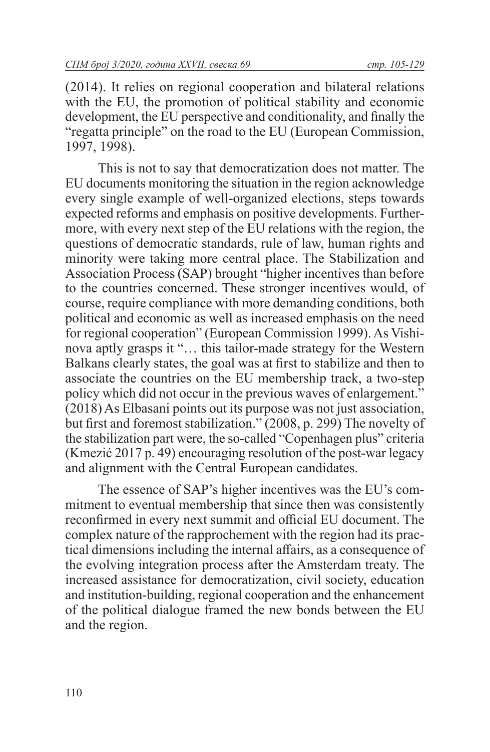(2014). It relies on regional cooperation and bilateral relations with the EU, the promotion of political stability and economic development, the EU perspective and conditionality, and finally the "regatta principle" on the road to the EU (European Commission, 1997, 1998).

This is not to say that democratization does not matter. The EU documents monitoring the situation in the region acknowledge every single example of well-organized elections, steps towards expected reforms and emphasis on positive developments. Furthermore, with every next step of the EU relations with the region, the questions of democratic standards, rule of law, human rights and minority were taking more central place. The Stabilization and Association Process (SAP) brought "higher incentives than before to the countries concerned. These stronger incentives would, of course, require compliance with more demanding conditions, both political and economic as well as increased emphasis on the need for regional cooperation" (European Commission 1999). As Vishinova aptly grasps it "… this tailor-made strategy for the Western Balkans clearly states, the goal was at first to stabilize and then to associate the countries on the EU membership track, a two-step policy which did not occur in the previous waves of enlargement." (2018) As Elbasani points out its purpose was not just association, but first and foremost stabilization." (2008, p. 299) The novelty of the stabilization part were, the so-called "Copenhagen plus" criteria (Kmezić 2017 p. 49) encouraging resolution of the post-war legacy and alignment with the Central European candidates.

The essence of SAP's higher incentives was the EU's commitment to eventual membership that since then was consistently reconfirmed in every next summit and official EU document. The complex nature of the rapprochement with the region had its practical dimensions including the internal affairs, as a consequence of the evolving integration process after the Amsterdam treaty. The increased assistance for democratization, civil society, education and institution-building, regional cooperation and the enhancement of the political dialogue framed the new bonds between the EU and the region.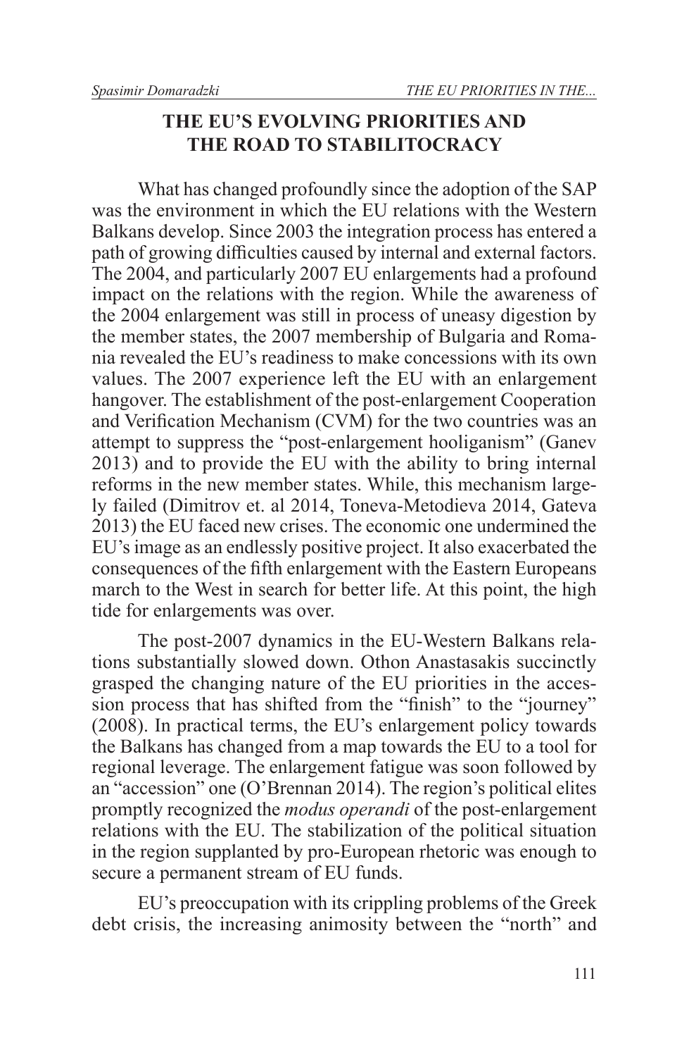## THE EU'S EVOLVING PRIORITIES AND THE ROAD TO STABILITOCRACY

What has changed profoundly since the adoption of the SAP was the environment in which the EU relations with the Western Balkans develop. Since 2003 the integration process has entered a path of growing difficulties caused by internal and external factors. The 2004, and particularly 2007 EU enlargements had a profound impact on the relations with the region. While the awareness of the 2004 enlargement was still in process of uneasy digestion by the member states, the 2007 membership of Bulgaria and Romania revealed the EU's readiness to make concessions with its own values. The 2007 experience left the EU with an enlargement hangover. The establishment of the post-enlargement Cooperation and Verification Mechanism (CVM) for the two countries was an attempt to suppress the "post-enlargement hooliganism" (Ganev 2013) and to provide the EU with the ability to bring internal reforms in the new member states. While, this mechanism largely failed (Dimitrov et. al 2014, Toneva-Metodieva 2014, Gateva 2013) the EU faced new crises. The economic one undermined the EU's image as an endlessly positive project. It also exacerbated the consequences of the fifth enlargement with the Eastern Europeans march to the West in search for better life. At this point, the high tide for enlargements was over.

The post-2007 dynamics in the EU-Western Balkans relations substantially slowed down. Othon Anastasakis succinctly grasped the changing nature of the EU priorities in the accession process that has shifted from the "finish" to the "journey" (2008). In practical terms, the EU's enlargement policy towards the Balkans has changed from a map towards the EU to a tool for regional leverage. The enlargement fatigue was soon followed by an "accession" one (O'Brennan 2014). The region's political elites promptly recognized the *modus operandi* of the post-enlargement relations with the EU. The stabilization of the political situation in the region supplanted by pro-European rhetoric was enough to secure a permanent stream of EU funds.

EU's preoccupation with its crippling problems of the Greek debt crisis, the increasing animosity between the "north" and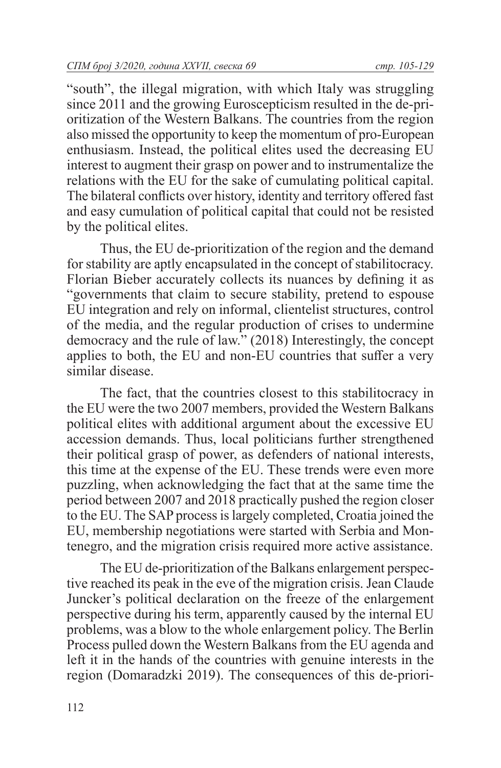"south", the illegal migration, with which Italy was struggling since 2011 and the growing Euroscepticism resulted in the de-prioritization of the Western Balkans. The countries from the region also missed the opportunity to keep the momentum of pro-European enthusiasm. Instead, the political elites used the decreasing EU interest to augment their grasp on power and to instrumentalize the relations with the EU for the sake of cumulating political capital. The bilateral conflicts over history, identity and territory offered fast and easy cumulation of political capital that could not be resisted by the political elites.

Thus, the EU de-prioritization of the region and the demand for stability are aptly encapsulated in the concept of stabilitocracy. Florian Bieber accurately collects its nuances by defining it as "governments that claim to secure stability, pretend to espouse EU integration and rely on informal, clientelist structures, control of the media, and the regular production of crises to undermine democracy and the rule of law." (2018) Interestingly, the concept applies to both, the EU and non-EU countries that suffer a very similar disease.

The fact, that the countries closest to this stabilitocracy in the EU were the two 2007 members, provided the Western Balkans political elites with additional argument about the excessive EU accession demands. Thus, local politicians further strengthened their political grasp of power, as defenders of national interests, this time at the expense of the EU. These trends were even more puzzling, when acknowledging the fact that at the same time the period between 2007 and 2018 practically pushed the region closer to the EU. The SAP process is largely completed, Croatia joined the EU, membership negotiations were started with Serbia and Montenegro, and the migration crisis required more active assistance.

The EU de-prioritization of the Balkans enlargement perspective reached its peak in the eve of the migration crisis. Jean Claude Juncker's political declaration on the freeze of the enlargement perspective during his term, apparently caused by the internal EU problems, was a blow to the whole enlargement policy. The Berlin Process pulled down the Western Balkans from the EU agenda and left it in the hands of the countries with genuine interests in the region (Domaradzki 2019). The consequences of this de-priori-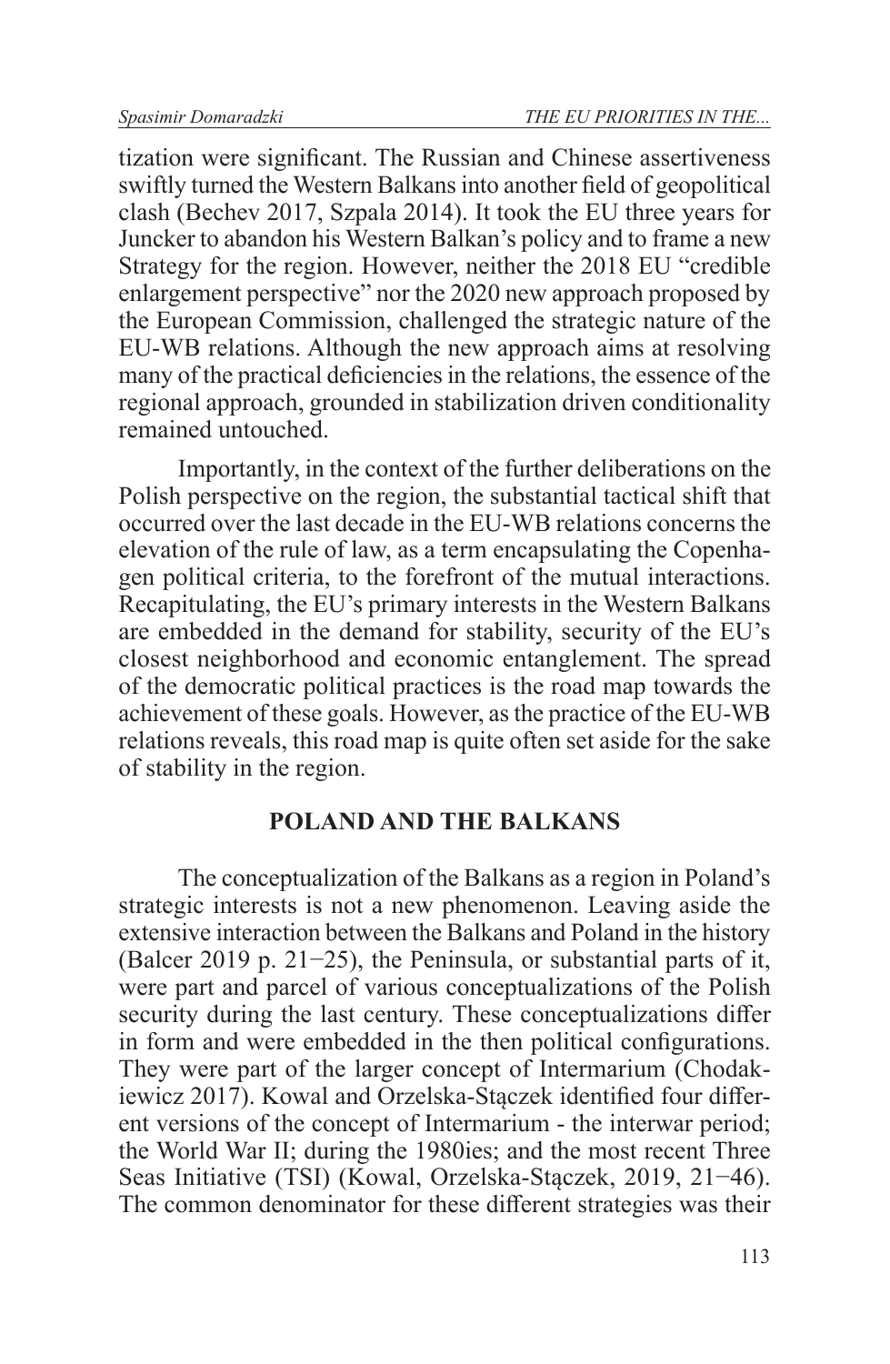tization were significant. The Russian and Chinese assertiveness swiftly turned the Western Balkans into another field of geopolitical clash (Bechev 2017, Szpala 2014). It took the EU three years for Juncker to abandon his Western Balkan's policy and to frame a new Strategy for the region. However, neither the 2018 EU "credible enlargement perspective" nor the 2020 new approach proposed by the European Commission, challenged the strategic nature of the EU-WB relations. Although the new approach aims at resolving many of the practical deficiencies in the relations, the essence of the regional approach, grounded in stabilization driven conditionality remained untouched.

Importantly, in the context of the further deliberations on the Polish perspective on the region, the substantial tactical shift that occurred over the last decade in the EU-WB relations concerns the elevation of the rule of law, as a term encapsulating the Copenhagen political criteria, to the forefront of the mutual interactions. Recapitulating, the EU's primary interests in the Western Balkans are embedded in the demand for stability, security of the EU's closest neighborhood and economic entanglement. The spread of the democratic political practices is the road map towards the achievement of these goals. However, as the practice of the EU-WB relations reveals, this road map is quite often set aside for the sake of stability in the region.

## POLAND AND THE BALKANS

The conceptualization of the Balkans as a region in Poland's strategic interests is not a new phenomenon. Leaving aside the extensive interaction between the Balkans and Poland in the history (Balcer 2019 p. 21−25), the Peninsula, or substantial parts of it, were part and parcel of various conceptualizations of the Polish security during the last century. These conceptualizations differ in form and were embedded in the then political configurations. They were part of the larger concept of Intermarium (Chodakiewicz 2017). Kowal and Orzelska-Stączek identified four different versions of the concept of Intermarium - the interwar period; the World War II; during the 1980ies; and the most recent Three Seas Initiative (TSI) (Kowal, Orzelska-Stączek, 2019, 21−46). The common denominator for these different strategies was their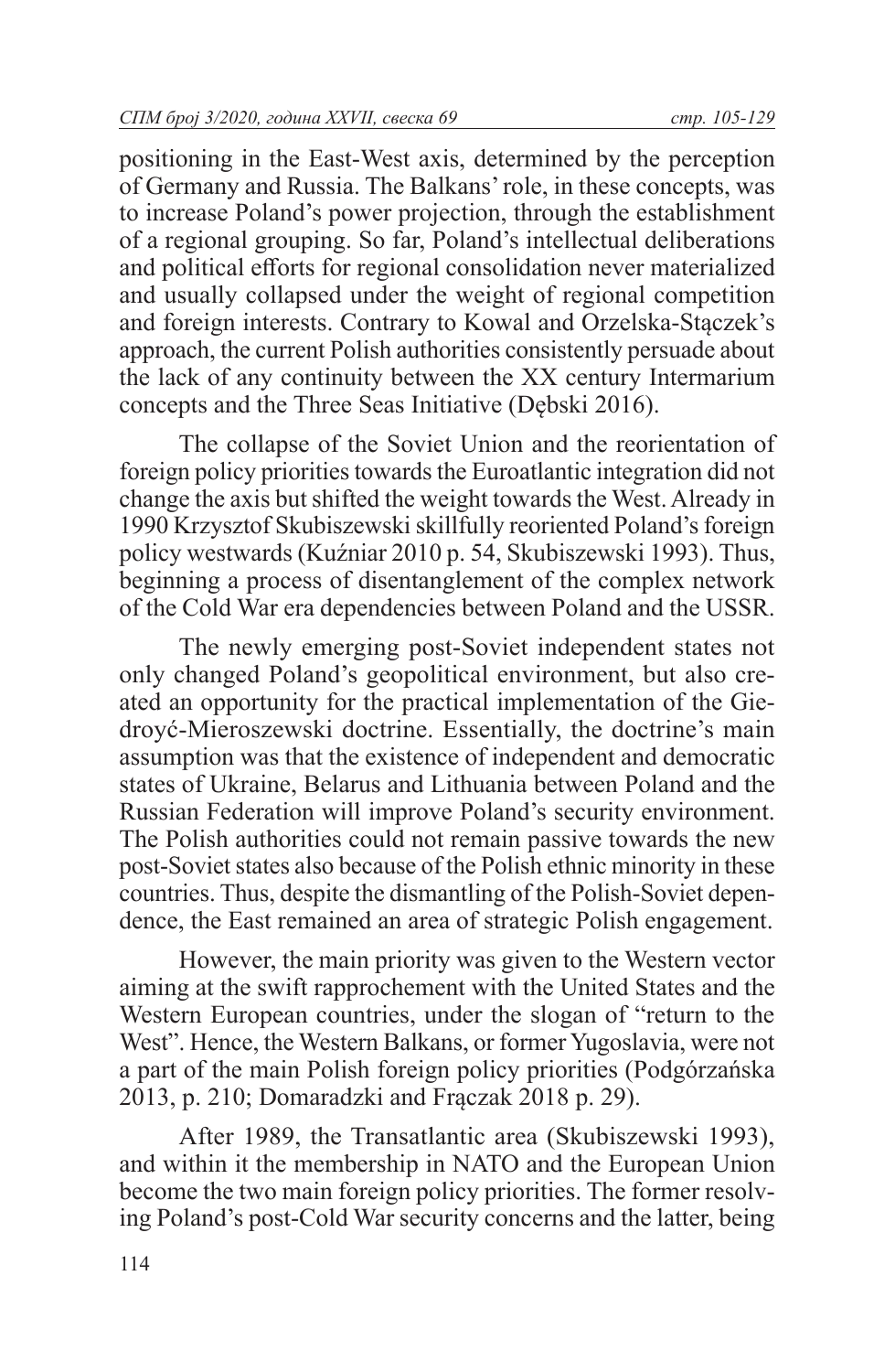positioning in the East-West axis, determined by the perception of Germany and Russia. The Balkans' role, in these concepts, was to increase Poland's power projection, through the establishment of a regional grouping. So far, Poland's intellectual deliberations and political efforts for regional consolidation never materialized and usually collapsed under the weight of regional competition and foreign interests. Contrary to Kowal and Orzelska-Stączek's approach, the current Polish authorities consistently persuade about the lack of any continuity between the XX century Intermarium concepts and the Three Seas Initiative (Dębski 2016).

The collapse of the Soviet Union and the reorientation of foreign policy priorities towards the Euroatlantic integration did not change the axis but shifted the weight towards the West. Already in 1990 Krzysztof Skubiszewski skillfully reoriented Poland's foreign policy westwards (Kuźniar 2010 p. 54, Skubiszewski 1993). Thus, beginning a process of disentanglement of the complex network of the Cold War era dependencies between Poland and the USSR.

The newly emerging post-Soviet independent states not only changed Poland's geopolitical environment, but also created an opportunity for the practical implementation of the Giedroyć-Mieroszewski doctrine. Essentially, the doctrine's main assumption was that the existence of independent and democratic states of Ukraine, Belarus and Lithuania between Poland and the Russian Federation will improve Poland's security environment. The Polish authorities could not remain passive towards the new post-Soviet states also because of the Polish ethnic minority in these countries. Thus, despite the dismantling of the Polish-Soviet dependence, the East remained an area of strategic Polish engagement.

However, the main priority was given to the Western vector aiming at the swift rapprochement with the United States and the Western European countries, under the slogan of "return to the West". Hence, the Western Balkans, or former Yugoslavia, were not a part of the main Polish foreign policy priorities (Podgórzańska 2013, p. 210; Domaradzki and Frączak 2018 p. 29).

After 1989, the Transatlantic area (Skubiszewski 1993), and within it the membership in NATO and the European Union become the two main foreign policy priorities. The former resolving Poland's post-Cold War security concerns and the latter, being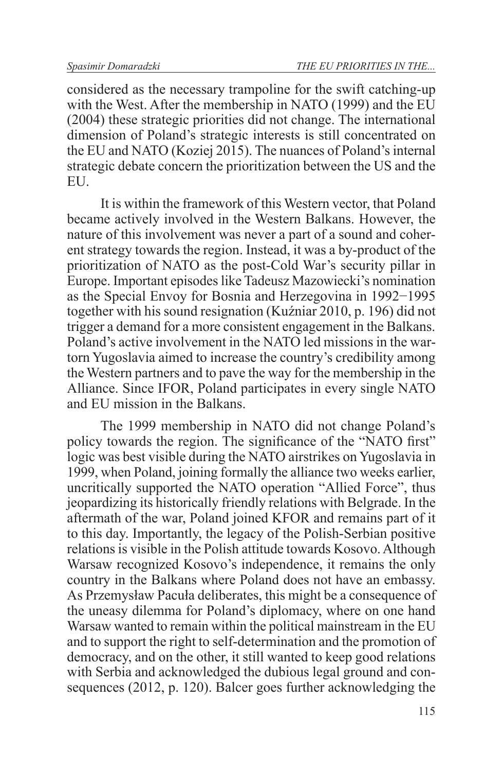considered as the necessary trampoline for the swift catching-up with the West. After the membership in NATO (1999) and the EU (2004) these strategic priorities did not change. The international dimension of Poland's strategic interests is still concentrated on the EU and NATO (Koziej 2015). The nuances of Poland's internal strategic debate concern the prioritization between the US and the EU.

It is within the framework of this Western vector, that Poland became actively involved in the Western Balkans. However, the nature of this involvement was never a part of a sound and coherent strategy towards the region. Instead, it was a by-product of the prioritization of NATO as the post-Cold War's security pillar in Europe. Important episodes like Tadeusz Mazowiecki's nomination as the Special Envoy for Bosnia and Herzegovina in 1992−1995 together with his sound resignation (Kuźniar 2010, p. 196) did not trigger a demand for a more consistent engagement in the Balkans. Poland's active involvement in the NATO led missions in the war-torn Yugoslavia aimed to increase the country's credibility among the Western partners and to pave the way for the membership in the Alliance. Since IFOR, Poland participates in every single NATO and EU mission in the Balkans.

The 1999 membership in NATO did not change Poland's policy towards the region. The significance of the "NATO first" logic was best visible during the NATO airstrikes on Yugoslavia in 1999, when Poland, joining formally the alliance two weeks earlier, uncritically supported the NATO operation "Allied Force", thus jeopardizing its historically friendly relations with Belgrade. In the aftermath of the war, Poland joined KFOR and remains part of it to this day. Importantly, the legacy of the Polish-Serbian positive relations is visible in the Polish attitude towards Kosovo. Although Warsaw recognized Kosovo's independence, it remains the only country in the Balkans where Poland does not have an embassy. As Przemysław Pacuła deliberates, this might be a consequence of the uneasy dilemma for Poland's diplomacy, where on one hand Warsaw wanted to remain within the political mainstream in the EU and to support the right to self-determination and the promotion of democracy, and on the other, it still wanted to keep good relations with Serbia and acknowledged the dubious legal ground and consequences (2012, p. 120). Balcer goes further acknowledging the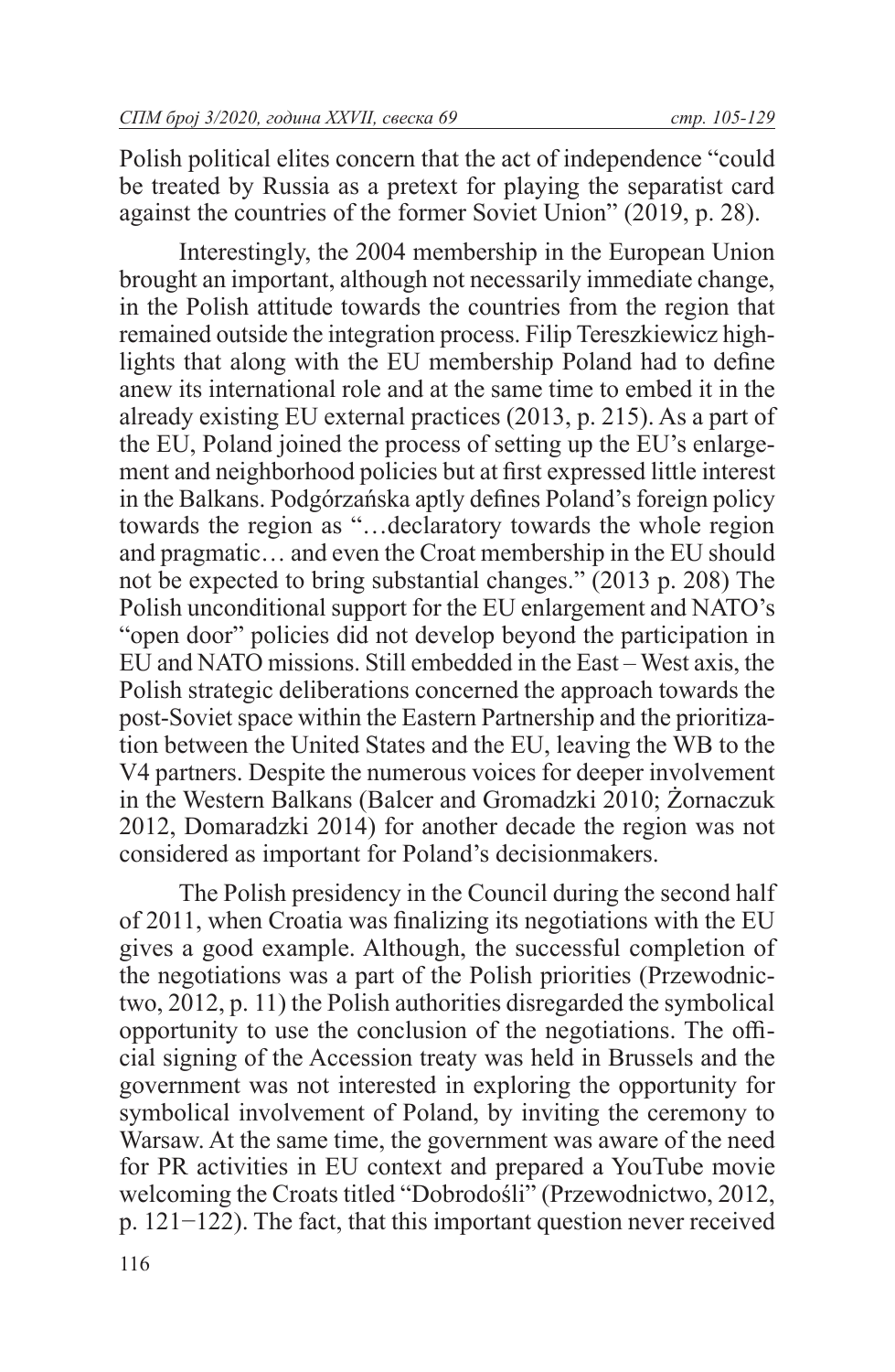Polish political elites concern that the act of independence "could be treated by Russia as a pretext for playing the separatist card against the countries of the former Soviet Union" (2019, p. 28).

Interestingly, the 2004 membership in the European Union brought an important, although not necessarily immediate change, in the Polish attitude towards the countries from the region that remained outside the integration process. Filip Tereszkiewicz highlights that along with the EU membership Poland had to define anew its international role and at the same time to embed it in the already existing EU external practices (2013, p. 215). As a part of the EU, Poland joined the process of setting up the EU's enlargement and neighborhood policies but at first expressed little interest in the Balkans. Podgórzańska aptly defines Poland's foreign policy towards the region as "…declaratory towards the whole region and pragmatic… and even the Croat membership in the EU should not be expected to bring substantial changes." (2013 p. 208) The Polish unconditional support for the EU enlargement and NATO's "open door" policies did not develop beyond the participation in EU and NATO missions. Still embedded in the East – West axis, the Polish strategic deliberations concerned the approach towards the post-Soviet space within the Eastern Partnership and the prioritization between the United States and the EU, leaving the WB to the V4 partners. Despite the numerous voices for deeper involvement in the Western Balkans (Balcer and Gromadzki 2010; Żornaczuk 2012, Domaradzki 2014) for another decade the region was not considered as important for Poland's decisionmakers.

The Polish presidency in the Council during the second half of 2011, when Croatia was finalizing its negotiations with the EU gives a good example. Although, the successful completion of the negotiations was a part of the Polish priorities (Przewodnictwo, 2012, p. 11) the Polish authorities disregarded the symbolical opportunity to use the conclusion of the negotiations. The official signing of the Accession treaty was held in Brussels and the government was not interested in exploring the opportunity for symbolical involvement of Poland, by inviting the ceremony to Warsaw. At the same time, the government was aware of the need for PR activities in EU context and prepared a YouTube movie welcoming the Croats titled "Dobrodośli" (Przewodnictwo, 2012, p. 121−122). The fact, that this important question never received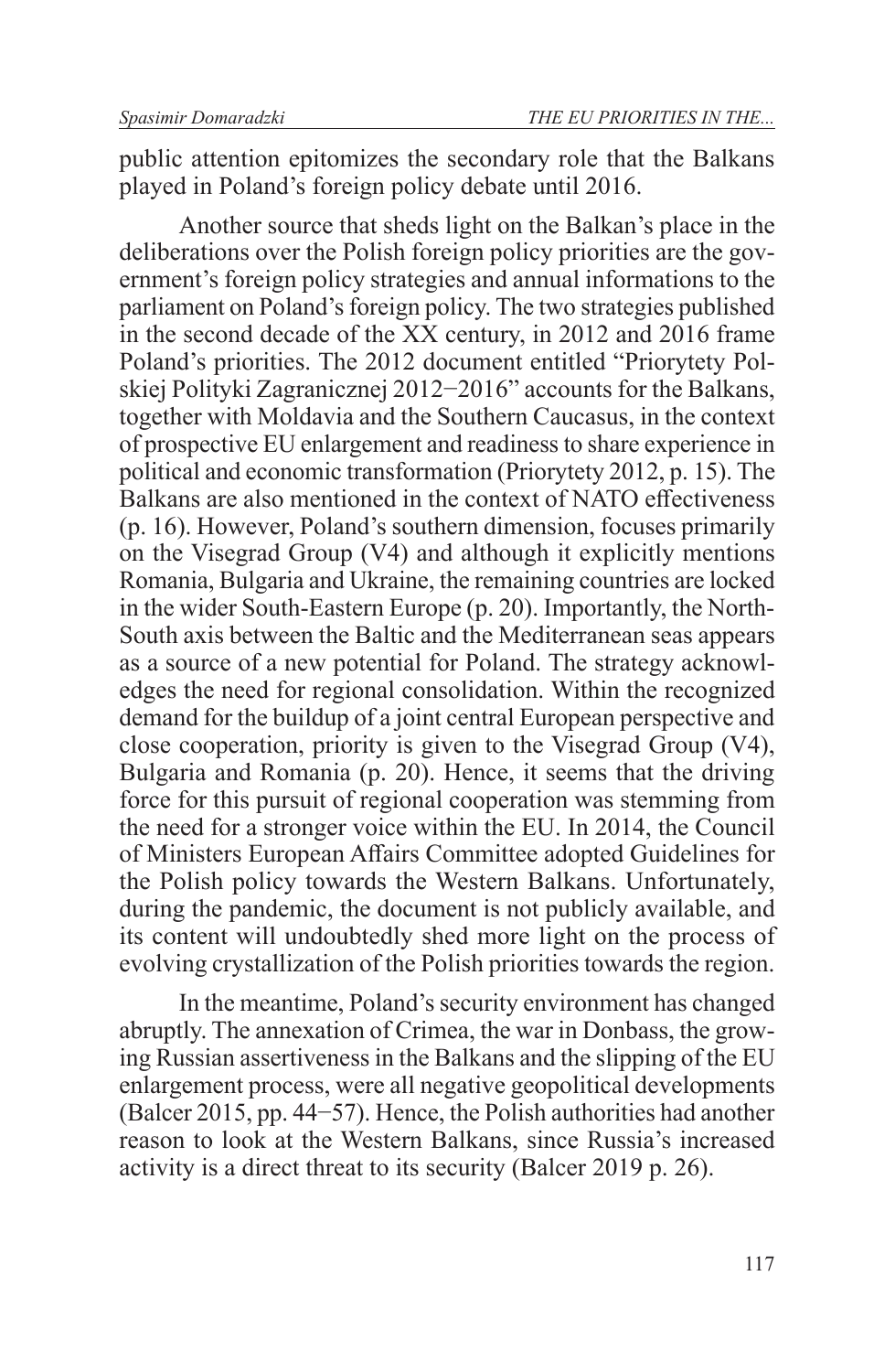public attention epitomizes the secondary role that the Balkans played in Poland's foreign policy debate until 2016.

Another source that sheds light on the Balkan's place in the deliberations over the Polish foreign policy priorities are the government's foreign policy strategies and annual informations to the parliament on Poland's foreign policy. The two strategies published in the second decade of the XX century, in 2012 and 2016 frame Poland's priorities. The 2012 document entitled "Priorytety Polskiej Polityki Zagranicznej 2012−2016" accounts for the Balkans, together with Moldavia and the Southern Caucasus, in the context of prospective EU enlargement and readiness to share experience in political and economic transformation (Priorytety 2012, p. 15). The Balkans are also mentioned in the context of NATO effectiveness (p. 16). However, Poland's southern dimension, focuses primarily on the Visegrad Group (V4) and although it explicitly mentions Romania, Bulgaria and Ukraine, the remaining countries are locked in the wider South-Eastern Europe (p. 20). Importantly, the North-South axis between the Baltic and the Mediterranean seas appears as a source of a new potential for Poland. The strategy acknowledges the need for regional consolidation. Within the recognized demand for the buildup of a joint central European perspective and close cooperation, priority is given to the Visegrad Group (V4), Bulgaria and Romania (p. 20). Hence, it seems that the driving force for this pursuit of regional cooperation was stemming from the need for a stronger voice within the EU. In 2014, the Council of Ministers European Affairs Committee adopted Guidelines for the Polish policy towards the Western Balkans. Unfortunately, during the pandemic, the document is not publicly available, and its content will undoubtedly shed more light on the process of evolving crystallization of the Polish priorities towards the region.

In the meantime, Poland's security environment has changed abruptly. The annexation of Crimea, the war in Donbass, the growing Russian assertiveness in the Balkans and the slipping of the EU enlargement process, were all negative geopolitical developments (Balcer 2015, pp. 44−57). Hence, the Polish authorities had another reason to look at the Western Balkans, since Russia's increased activity is a direct threat to its security (Balcer 2019 p. 26).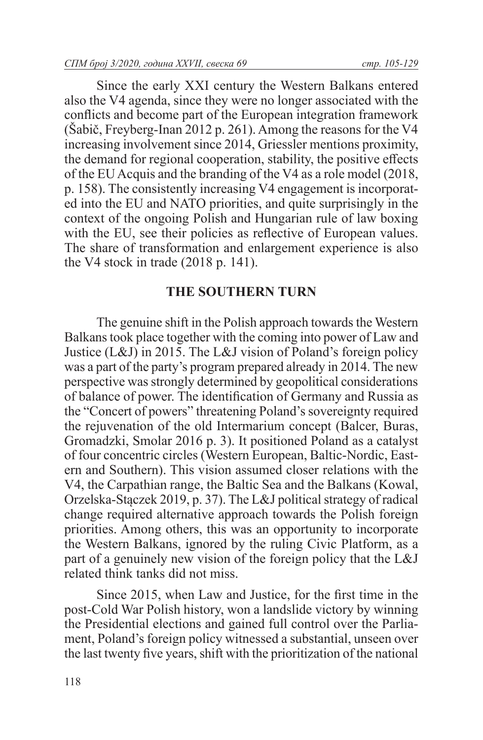Since the early XXI century the Western Balkans entered also the V4 agenda, since they were no longer associated with the conflicts and become part of the European integration framework (Šabič, Freyberg-Inan 2012 p. 261). Among the reasons for the V4 increasing involvement since 2014, Griessler mentions proximity, the demand for regional cooperation, stability, the positive effects of the EU Acquis and the branding of the V4 as a role model (2018, p. 158). The consistently increasing V4 engagement is incorporated into the EU and NATO priorities, and quite surprisingly in the context of the ongoing Polish and Hungarian rule of law boxing with the EU, see their policies as reflective of European values. The share of transformation and enlargement experience is also the V4 stock in trade (2018 p. 141).

## THE SOUTHERN TURN

The genuine shift in the Polish approach towards the Western Balkans took place together with the coming into power of Law and Justice (L&J) in 2015. The L&J vision of Poland's foreign policy was a part of the party's program prepared already in 2014. The new perspective was strongly determined by geopolitical considerations of balance of power. The identification of Germany and Russia as the "Concert of powers" threatening Poland's sovereignty required the rejuvenation of the old Intermarium concept (Balcer, Buras, Gromadzki, Smolar 2016 p. 3). It positioned Poland as a catalyst of four concentric circles (Western European, Baltic-Nordic, Eastern and Southern). This vision assumed closer relations with the V4, the Carpathian range, the Baltic Sea and the Balkans (Kowal, Orzelska-Stączek 2019, p. 37). The L&J political strategy of radical change required alternative approach towards the Polish foreign priorities. Among others, this was an opportunity to incorporate the Western Balkans, ignored by the ruling Civic Platform, as a part of a genuinely new vision of the foreign policy that the L&J related think tanks did not miss.

Since 2015, when Law and Justice, for the first time in the post-Cold War Polish history, won a landslide victory by winning the Presidential elections and gained full control over the Parliament, Poland's foreign policy witnessed a substantial, unseen over the last twenty five years, shift with the prioritization of the national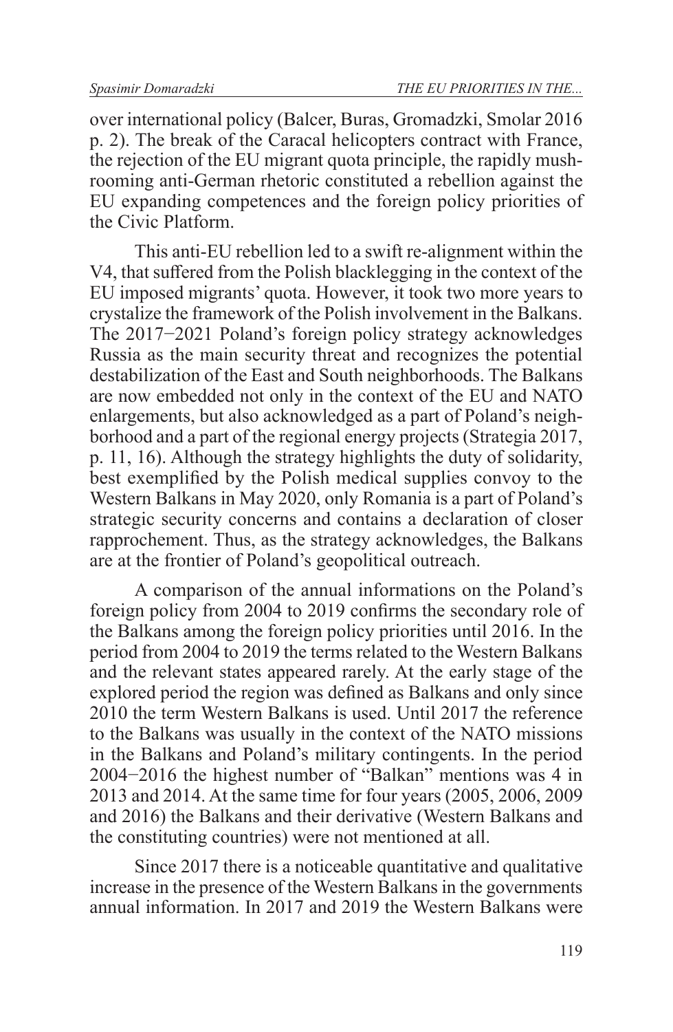over international policy (Balcer, Buras, Gromadzki, Smolar 2016 p. 2). The break of the Caracal helicopters contract with France, the rejection of the EU migrant quota principle, the rapidly mushrooming anti-German rhetoric constituted a rebellion against the EU expanding competences and the foreign policy priorities of the Civic Platform.

This anti-EU rebellion led to a swift re-alignment within the V4, that suffered from the Polish blacklegging in the context of the EU imposed migrants' quota. However, it took two more years to crystalize the framework of the Polish involvement in the Balkans. The 2017−2021 Poland's foreign policy strategy acknowledges Russia as the main security threat and recognizes the potential destabilization of the East and South neighborhoods. The Balkans are now embedded not only in the context of the EU and NATO enlargements, but also acknowledged as a part of Poland's neighborhood and a part of the regional energy projects (Strategia 2017, p. 11, 16). Although the strategy highlights the duty of solidarity, best exemplified by the Polish medical supplies convoy to the Western Balkans in May 2020, only Romania is a part of Poland's strategic security concerns and contains a declaration of closer rapprochement. Thus, as the strategy acknowledges, the Balkans are at the frontier of Poland's geopolitical outreach.

A comparison of the annual informations on the Poland's foreign policy from 2004 to 2019 confirms the secondary role of the Balkans among the foreign policy priorities until 2016. In the period from 2004 to 2019 the terms related to the Western Balkans and the relevant states appeared rarely. At the early stage of the explored period the region was defined as Balkans and only since 2010 the term Western Balkans is used. Until 2017 the reference to the Balkans was usually in the context of the NATO missions in the Balkans and Poland's military contingents. In the period 2004−2016 the highest number of "Balkan" mentions was 4 in 2013 and 2014. At the same time for four years (2005, 2006, 2009 and 2016) the Balkans and their derivative (Western Balkans and the constituting countries) were not mentioned at all.

Since 2017 there is a noticeable quantitative and qualitative increase in the presence of the Western Balkans in the governments annual information. In 2017 and 2019 the Western Balkans were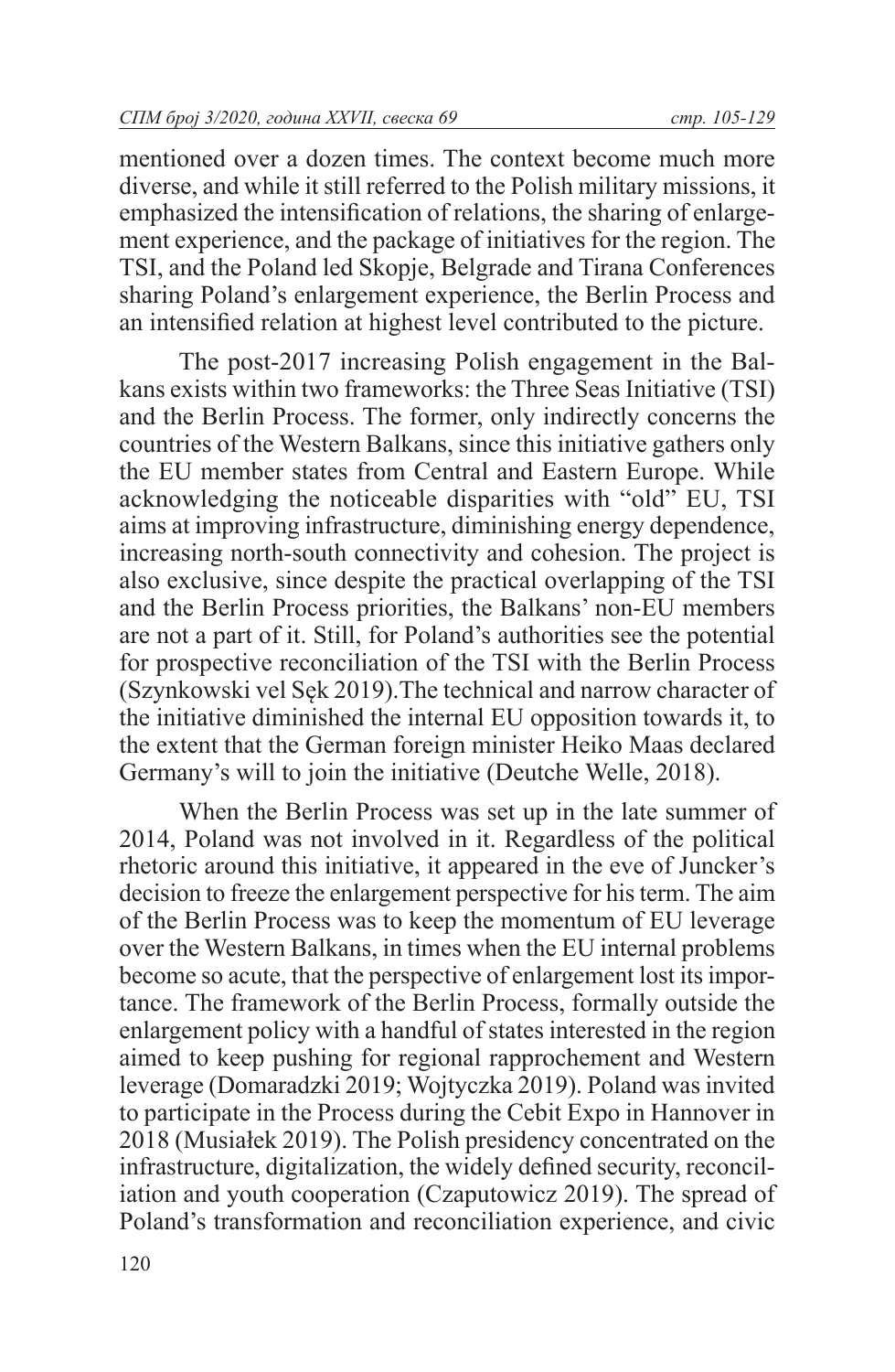mentioned over a dozen times. The context become much more diverse, and while it still referred to the Polish military missions, it emphasized the intensification of relations, the sharing of enlargement experience, and the package of initiatives for the region. The TSI, and the Poland led Skopje, Belgrade and Tirana Conferences sharing Poland's enlargement experience, the Berlin Process and an intensified relation at highest level contributed to the picture.

The post-2017 increasing Polish engagement in the Balkans exists within two frameworks: the Three Seas Initiative (TSI) and the Berlin Process. The former, only indirectly concerns the countries of the Western Balkans, since this initiative gathers only the EU member states from Central and Eastern Europe. While acknowledging the noticeable disparities with "old" EU, TSI aims at improving infrastructure, diminishing energy dependence, increasing north-south connectivity and cohesion. The project is also exclusive, since despite the practical overlapping of the TSI and the Berlin Process priorities, the Balkans' non-EU members are not a part of it. Still, for Poland's authorities see the potential for prospective reconciliation of the TSI with the Berlin Process (Szynkowski vel Sęk 2019).The technical and narrow character of the initiative diminished the internal EU opposition towards it, to the extent that the German foreign minister Heiko Maas declared Germany's will to join the initiative (Deutche Welle, 2018).

When the Berlin Process was set up in the late summer of 2014, Poland was not involved in it. Regardless of the political rhetoric around this initiative, it appeared in the eve of Juncker's decision to freeze the enlargement perspective for his term. The aim of the Berlin Process was to keep the momentum of EU leverage over the Western Balkans, in times when the EU internal problems become so acute, that the perspective of enlargement lost its importance. The framework of the Berlin Process, formally outside the enlargement policy with a handful of states interested in the region aimed to keep pushing for regional rapprochement and Western leverage (Domaradzki 2019; Wojtyczka 2019). Poland was invited to participate in the Process during the Cebit Expo in Hannover in 2018 (Musiałek 2019). The Polish presidency concentrated on the infrastructure, digitalization, the widely defined security, reconciliation and youth cooperation (Czaputowicz 2019). The spread of Poland's transformation and reconciliation experience, and civic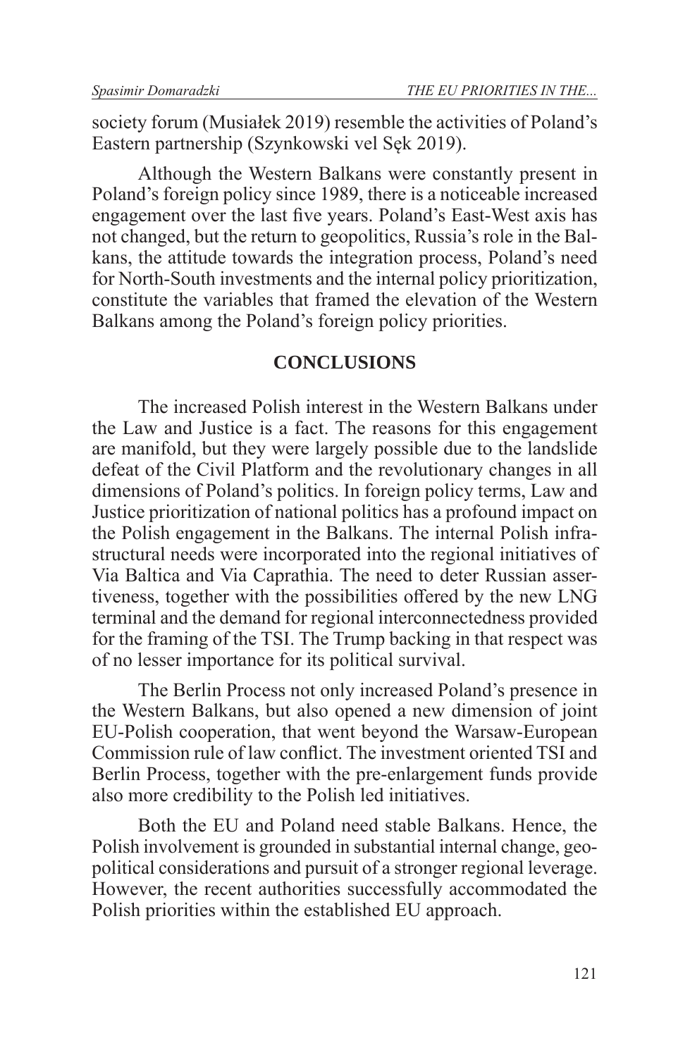society forum (Musiałek 2019) resemble the activities of Poland's Eastern partnership (Szynkowski vel Sęk 2019).

Although the Western Balkans were constantly present in Poland's foreign policy since 1989, there is a noticeable increased engagement over the last five years. Poland's East-West axis has not changed, but the return to geopolitics, Russia's role in the Balkans, the attitude towards the integration process, Poland's need for North-South investments and the internal policy prioritization, constitute the variables that framed the elevation of the Western Balkans among the Poland's foreign policy priorities.

## CONCLUSIONS

The increased Polish interest in the Western Balkans under the Law and Justice is a fact. The reasons for this engagement are manifold, but they were largely possible due to the landslide defeat of the Civil Platform and the revolutionary changes in all dimensions of Poland's politics. In foreign policy terms, Law and Justice prioritization of national politics has a profound impact on the Polish engagement in the Balkans. The internal Polish infrastructural needs were incorporated into the regional initiatives of Via Baltica and Via Caprathia. The need to deter Russian assertiveness, together with the possibilities offered by the new LNG terminal and the demand for regional interconnectedness provided for the framing of the TSI. The Trump backing in that respect was of no lesser importance for its political survival.

The Berlin Process not only increased Poland's presence in the Western Balkans, but also opened a new dimension of joint EU-Polish cooperation, that went beyond the Warsaw-European Commission rule of law conflict. The investment oriented TSI and Berlin Process, together with the pre-enlargement funds provide also more credibility to the Polish led initiatives.

Both the EU and Poland need stable Balkans. Hence, the Polish involvement is grounded in substantial internal change, geopolitical considerations and pursuit of a stronger regional leverage. However, the recent authorities successfully accommodated the Polish priorities within the established EU approach.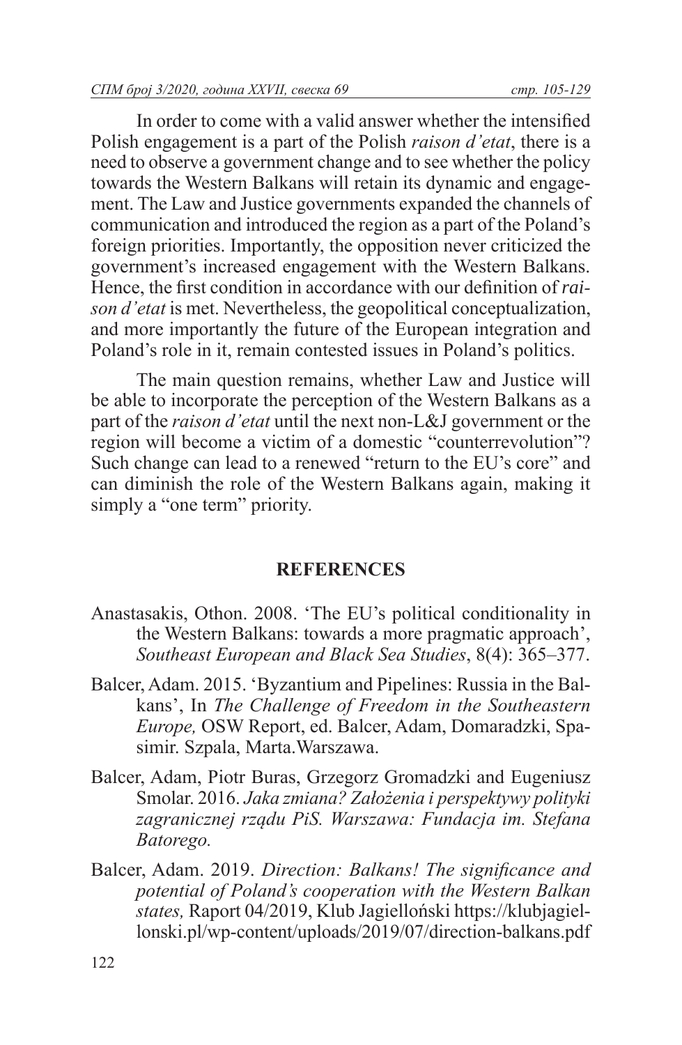In order to come with a valid answer whether the intensified Polish engagement is a part of the Polish *raison d'etat*, there is a need to observe a government change and to see whether the policy towards the Western Balkans will retain its dynamic and engagement. The Law and Justice governments expanded the channels of communication and introduced the region as a part of the Poland's foreign priorities. Importantly, the opposition never criticized the government's increased engagement with the Western Balkans. Hence, the first condition in accordance with our definition of *raison d'etat* is met. Nevertheless, the geopolitical conceptualization, and more importantly the future of the European integration and Poland's role in it, remain contested issues in Poland's politics.

The main question remains, whether Law and Justice will be able to incorporate the perception of the Western Balkans as a part of the *raison d'etat* until the next non-L&J government or the region will become a victim of a domestic "counterrevolution"? Such change can lead to a renewed "return to the EU's core" and can diminish the role of the Western Balkans again, making it simply a "one term" priority.

## REFERENCES

Anastasakis, Othon. 2008. 'The EU's political conditionality in the Western Balkans: towards a more pragmatic approach', *Southeast European and Black Sea Studies*, 8(4): 365–377.

Balcer, Adam. 2015. 'Byzantium and Pipelines: Russia in the Balkans', In *The Challenge of Freedom in the Southeastern Europe,* OSW Report, ed. Balcer, Adam, Domaradzki, Spasimir. Szpala, Marta.Warszawa.

Balcer, Adam, Piotr Buras, Grzegorz Gromadzki and Eugeniusz Smolar. 2016. *Jaka zmiana? Założenia i perspektywy polityki zagranicznej rządu PiS. Warszawa: Fundacja im. Stefana Batorego.*

Balcer, Adam. 2019. *Direction: Balkans! The significance and potential of Poland's cooperation with the Western Balkan states,* Raport 04/2019, Klub Jagielloński https://klubjagiellonski.pl/wp-content/uploads/2019/07/direction-balkans.pdf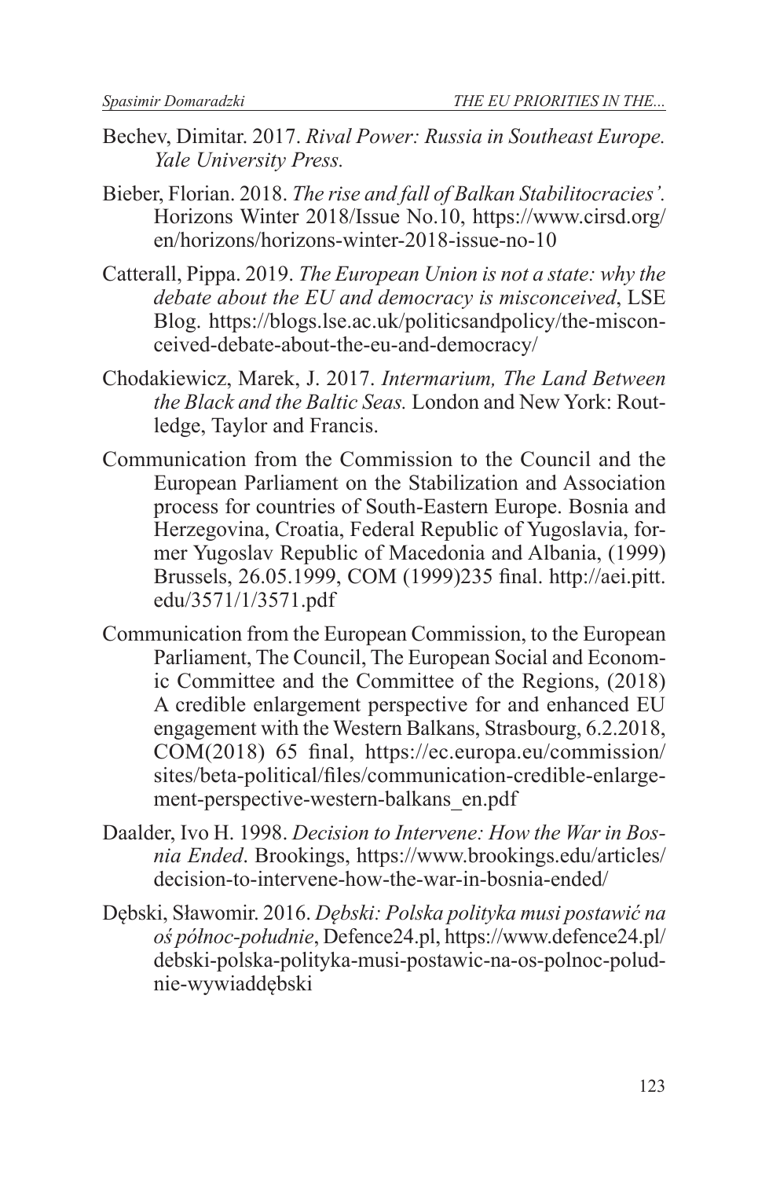Bechev, Dimitar. 2017. *Rival Power: Russia in Southeast Europe. Yale University Press.*

Bieber, Florian. 2018. *The rise and fall of Balkan Stabilitocracies'.* Horizons Winter 2018/Issue No.10, https://www.cirsd.org/en/horizons/horizons-winter-2018-issue-no-10

Catterall, Pippa. 2019. *The European Union is not a state: why the debate about the EU and democracy is misconceived*, LSE Blog. https://blogs.lse.ac.uk/politicsandpolicy/the-misconceived-debate-about-the-eu-and-democracy/

Chodakiewicz, Marek, J. 2017. *Intermarium, The Land Between the Black and the Baltic Seas.* London and New York: Routledge, Taylor and Francis.

Communication from the Commission to the Council and the European Parliament on the Stabilization and Association process for countries of South-Eastern Europe. Bosnia and Herzegovina, Croatia, Federal Republic of Yugoslavia, former Yugoslav Republic of Macedonia and Albania, (1999) Brussels, 26.05.1999, COM (1999)235 final. http://aei.pitt.edu/3571/1/3571.pdf

Communication from the European Commission, to the European Parliament, The Council, The European Social and Economic Committee and the Committee of the Regions, (2018) A credible enlargement perspective for and enhanced EU engagement with the Western Balkans, Strasbourg, 6.2.2018, COM(2018) 65 final, https://ec.europa.eu/commission/sites/beta-political/files/communication-credible-enlargement-perspective-western-balkans_en.pdf

Daalder, Ivo H. 1998. *Decision to Intervene: How the War in Bosnia Ended*. Brookings, https://www.brookings.edu/articles/decision-to-intervene-how-the-war-in-bosnia-ended/

Dębski, Sławomir. 2016. *Dębski: Polska polityka musi postawić na oś północ-południe*, Defence24.pl, https://www.defence24.pl/debski-polska-polityka-musi-postawic-na-os-polnoc-poludnie-wywiaddębski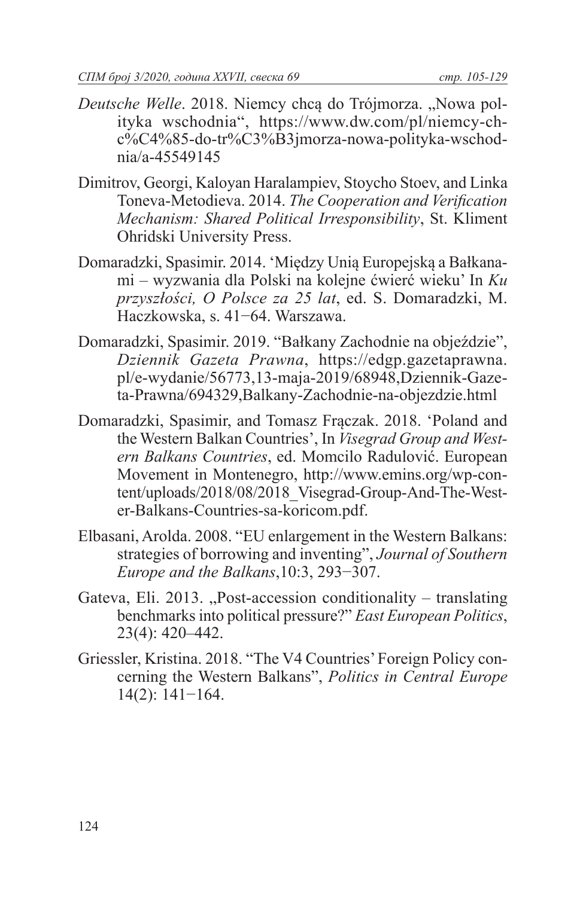*Deutsche Welle*. 2018. Niemcy chcą do Trójmorza. „Nowa polityka wschodnia“, https://www.dw.com/pl/niemcy-chc%C4%85-do-tr%C3%B3jmorza-nowa-polityka-wschodnia/a-45549145

Dimitrov, Georgi, Kaloyan Haralampiev, Stoycho Stoev, and Linka Toneva-Metodieva. 2014. *The Cooperation and Verification Mechanism: Shared Political Irresponsibility*, St. Kliment Ohridski University Press.

Domaradzki, Spasimir. 2014. 'Między Unią Europejską a Bałkanami – wyzwania dla Polski na kolejne ćwierć wieku' In *Ku przyszłości, O Polsce za 25 lat*, ed. S. Domaradzki, M. Haczkowska, s. 41−64. Warszawa.

Domaradzki, Spasimir. 2019. "Bałkany Zachodnie na objeździe", *Dziennik Gazeta Prawna*, https://edgp.gazetaprawna.pl/e-wydanie/56773,13-maja-2019/68948,Dziennik-Gazeta-Prawna/694329,Balkany-Zachodnie-na-objezdzie.html

Domaradzki, Spasimir, and Tomasz Frączak. 2018. 'Poland and the Western Balkan Countries', In *Visegrad Group and Western Balkans Countries*, ed. Momcilo Radulović. European Movement in Montenegro, http://www.emins.org/wp-content/uploads/2018/08/2018_Visegrad-Group-And-The-Wester-Balkans-Countries-sa-koricom.pdf.

Elbasani, Arolda. 2008. "EU enlargement in the Western Balkans: strategies of borrowing and inventing", *Journal of Southern Europe and the Balkans*,10:3, 293−307.

Gateva, Eli. 2013. „Post-accession conditionality – translating benchmarks into political pressure?" *East European Politics*, 23(4): 420–442.

Griessler, Kristina. 2018. "The V4 Countries' Foreign Policy concerning the Western Balkans", *Politics in Central Europe* 14(2): 141−164.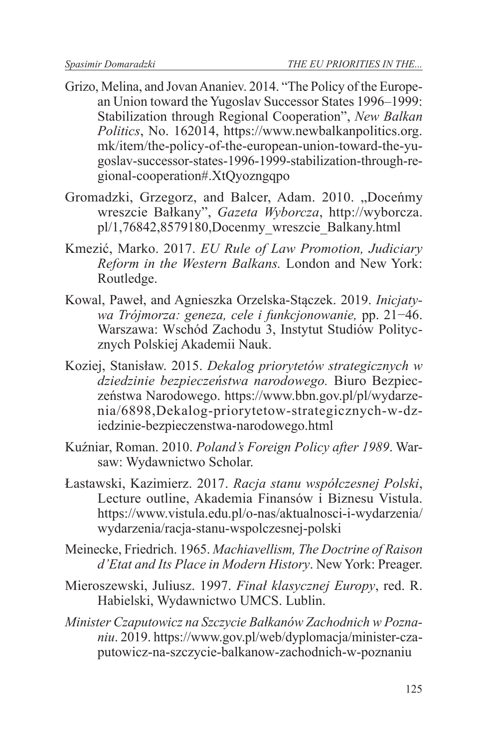Grizo, Melina, and Jovan Ananiev. 2014. "The Policy of the European Union toward the Yugoslav Successor States 1996–1999: Stabilization through Regional Cooperation", *New Balkan Politics*, No. 162014, https://www.newbalkanpolitics.org.mk/item/the-policy-of-the-european-union-toward-the-yugoslav-successor-states-1996-1999-stabilization-through-regional-cooperation#.XtQyozngqpo

Gromadzki, Grzegorz, and Balcer, Adam. 2010. „Doceńmy wreszcie Bałkany", *Gazeta Wyborcza*, http://wyborcza.pl/1,76842,8579180,Docenmy_wreszcie_Balkany.html

Kmezić, Marko. 2017. *EU Rule of Law Promotion, Judiciary Reform in the Western Balkans.* London and New York: Routledge.

Kowal, Paweł, and Agnieszka Orzelska-Stączek. 2019. *Inicjatywa Trójmorza: geneza, cele i funkcjonowanie,* pp. 21−46. Warszawa: Wschód Zachodu 3, Instytut Studiów Politycznych Polskiej Akademii Nauk.

Koziej, Stanisław. 2015. *Dekalog priorytetów strategicznych w dziedzinie bezpieczeństwa narodowego.* Biuro Bezpieczeństwa Narodowego. https://www.bbn.gov.pl/pl/wydarzenia/6898,Dekalog-priorytetow-strategicznych-w-dziedzinie-bezpieczenstwa-narodowego.html

Kuźniar, Roman. 2010. *Poland's Foreign Policy after 1989*. Warsaw: Wydawnictwo Scholar.

Łastawski, Kazimierz. 2017. *Racja stanu współczesnej Polski*, Lecture outline, Akademia Finansów i Biznesu Vistula. https://www.vistula.edu.pl/o-nas/aktualnosci-i-wydarzenia/wydarzenia/racja-stanu-wspolczesnej-polski

Meinecke, Friedrich. 1965. *Machiavellism, The Doctrine of Raison d'Etat and Its Place in Modern History*. New York: Preager.

Mieroszewski, Juliusz. 1997. *Finał klasycznej Europy*, red. R. Habielski, Wydawnictwo UMCS. Lublin.

*Minister Czaputowicz na Szczycie Bałkanów Zachodnich w Poznaniu*. 2019. https://www.gov.pl/web/dyplomacja/minister-czaputowicz-na-szczycie-balkanow-zachodnich-w-poznaniu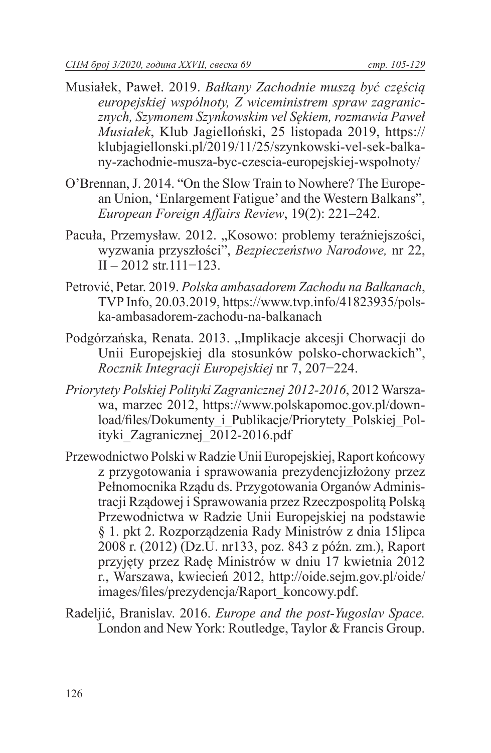Musiałek, Paweł. 2019. *Bałkany Zachodnie muszą być częścią europejskiej wspólnoty, Z wiceministrem spraw zagranicznych, Szymonem Szynkowskim vel Sękiem, rozmawia Paweł Musiałek*, Klub Jagielloński, 25 listopada 2019, https://klubjagiellonski.pl/2019/11/25/szynkowski-vel-sek-balkany-zachodnie-musza-byc-czescia-europejskiej-wspolnoty/

O'Brennan, J. 2014. "On the Slow Train to Nowhere? The European Union, 'Enlargement Fatigue' and the Western Balkans", *European Foreign Affairs Review*, 19(2): 221–242.

Pacuła, Przemysław. 2012. „Kosowo: problemy teraźniejszości, wyzwania przyszłości", *Bezpieczeństwo Narodowe,* nr 22, II – 2012 str.111−123.

Petrović, Petar. 2019. *Polska ambasadorem Zachodu na Bałkanach*, TVP Info, 20.03.2019, https://www.tvp.info/41823935/polska-ambasadorem-zachodu-na-balkanach

Podgórzańska, Renata. 2013. „Implikacje akcesji Chorwacji do Unii Europejskiej dla stosunków polsko-chorwackich", *Rocznik Integracji Europejskiej* nr 7, 207−224.

*Priorytety Polskiej Polityki Zagranicznej 2012-2016*, 2012 Warszawa, marzec 2012, https://www.polskapomoc.gov.pl/download/files/Dokumenty_i_Publikacje/Priorytety_Polskiej_Polityki_Zagranicznej_2012-2016.pdf

Przewodnictwo Polski w Radzie Unii Europejskiej, Raport końcowy z przygotowania i sprawowania prezydencjizłożony przez Pełnomocnika Rządu ds. Przygotowania Organów Administracji Rządowej i Sprawowania przez Rzeczpospolitą Polską Przewodnictwa w Radzie Unii Europejskiej na podstawie § 1. pkt 2. Rozporządzenia Rady Ministrów z dnia 15lipca 2008 r. (2012) (Dz.U. nr133, poz. 843 z późn. zm.), Raport przyjęty przez Radę Ministrów w dniu 17 kwietnia 2012 r., Warszawa, kwiecień 2012, http://oide.sejm.gov.pl/oide/images/files/prezydencja/Raport_koncowy.pdf.

Radeljić, Branislav. 2016. *Europe and the post-Yugoslav Space.* London and New York: Routledge, Taylor & Francis Group.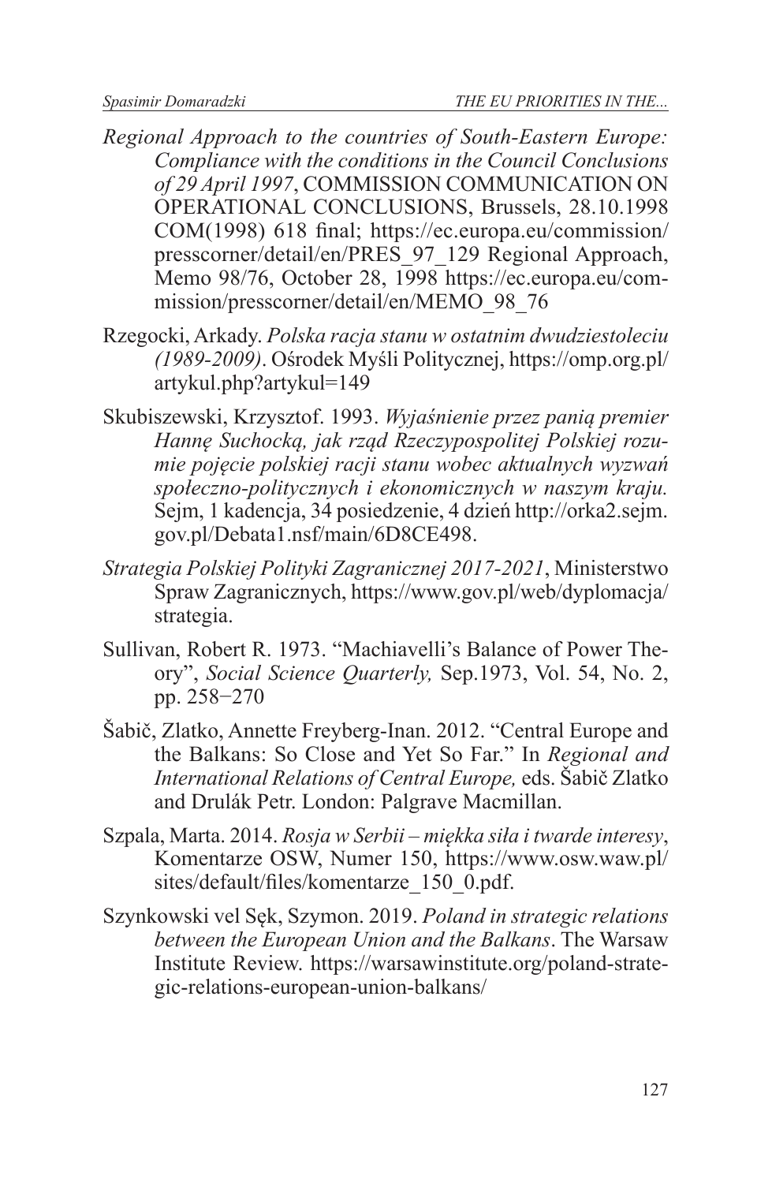*Regional Approach to the countries of South-Eastern Europe: Compliance with the conditions in the Council Conclusions of 29 April 1997*, COMMISSION COMMUNICATION ON OPERATIONAL CONCLUSIONS, Brussels, 28.10.1998 COM(1998) 618 final; https://ec.europa.eu/commission/presscorner/detail/en/PRES_97_129 Regional Approach, Memo 98/76, October 28, 1998 https://ec.europa.eu/commission/presscorner/detail/en/MEMO_98_76

Rzegocki, Arkady. *Polska racja stanu w ostatnim dwudziestoleciu (1989-2009)*. Ośrodek Myśli Politycznej, https://omp.org.pl/artykul.php?artykul=149

Skubiszewski, Krzysztof. 1993. *Wyjaśnienie przez panią premier Hannę Suchocką, jak rząd Rzeczypospolitej Polskiej rozumie pojęcie polskiej racji stanu wobec aktualnych wyzwań społeczno-politycznych i ekonomicznych w naszym kraju.* Sejm, 1 kadencja, 34 posiedzenie, 4 dzień http://orka2.sejm.gov.pl/Debata1.nsf/main/6D8CE498.

*Strategia Polskiej Polityki Zagranicznej 2017-2021*, Ministerstwo Spraw Zagranicznych, https://www.gov.pl/web/dyplomacja/strategia.

Sullivan, Robert R. 1973. "Machiavelli's Balance of Power Theory", *Social Science Quarterly,* Sep.1973, Vol. 54, No. 2, pp. 258−270

Šabič, Zlatko, Annette Freyberg-Inan. 2012. "Central Europe and the Balkans: So Close and Yet So Far." In *Regional and International Relations of Central Europe,* eds. Šabič Zlatko and Drulák Petr. London: Palgrave Macmillan.

Szpala, Marta. 2014. *Rosja w Serbii – miękka siła i twarde interesy*, Komentarze OSW, Numer 150, https://www.osw.waw.pl/sites/default/files/komentarze_150_0.pdf.

Szynkowski vel Sęk, Szymon. 2019. *Poland in strategic relations between the European Union and the Balkans*. The Warsaw Institute Review. https://warsawinstitute.org/poland-strategic-relations-european-union-balkans/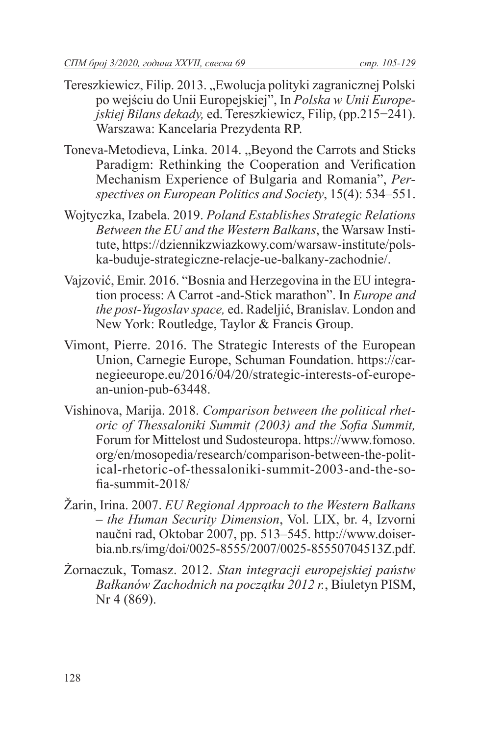Tereszkiewicz, Filip. 2013. „Ewolucja polityki zagranicznej Polski po wejściu do Unii Europejskiej", In *Polska w Unii Europejskiej Bilans dekady,* ed. Tereszkiewicz, Filip, (pp.215−241). Warszawa: Kancelaria Prezydenta RP.

Toneva-Metodieva, Linka. 2014. „Beyond the Carrots and Sticks Paradigm: Rethinking the Cooperation and Verification Mechanism Experience of Bulgaria and Romania", *Perspectives on European Politics and Society*, 15(4): 534–551.

Wojtyczka, Izabela. 2019. *Poland Establishes Strategic Relations Between the EU and the Western Balkans*, the Warsaw Institute, https://dziennikzwiazkowy.com/warsaw-institute/polska-buduje-strategiczne-relacje-ue-balkany-zachodnie/.

Vajzović, Emir. 2016. "Bosnia and Herzegovina in the EU integration process: A Carrot -and-Stick marathon". In *Europe and the post-Yugoslav space,* ed. Radeljić, Branislav. London and New York: Routledge, Taylor & Francis Group.

Vimont, Pierre. 2016. The Strategic Interests of the European Union, Carnegie Europe, Schuman Foundation. https://carnegieeurope.eu/2016/04/20/strategic-interests-of-european-union-pub-63448.

Vishinova, Marija. 2018. *Comparison between the political rhetoric of Thessaloniki Summit (2003) and the Sofia Summit,* Forum for Mittelost und Sudosteuropa. https://www.fomoso.org/en/mosopedia/research/comparison-between-the-political-rhetoric-of-thessaloniki-summit-2003-and-the-sofia-summit-2018/

Žarin, Irina. 2007. *EU Regional Approach to the Western Balkans – the Human Security Dimension*, Vol. LIX, br. 4, Izvorni naučni rad, Oktobar 2007, pp. 513–545. http://www.doiserbia.nb.rs/img/doi/0025-8555/2007/0025-85550704513Z.pdf.

Żornaczuk, Tomasz. 2012. *Stan integracji europejskiej państw Bałkanów Zachodnich na początku 2012 r.*, Biuletyn PISM, Nr 4 (869).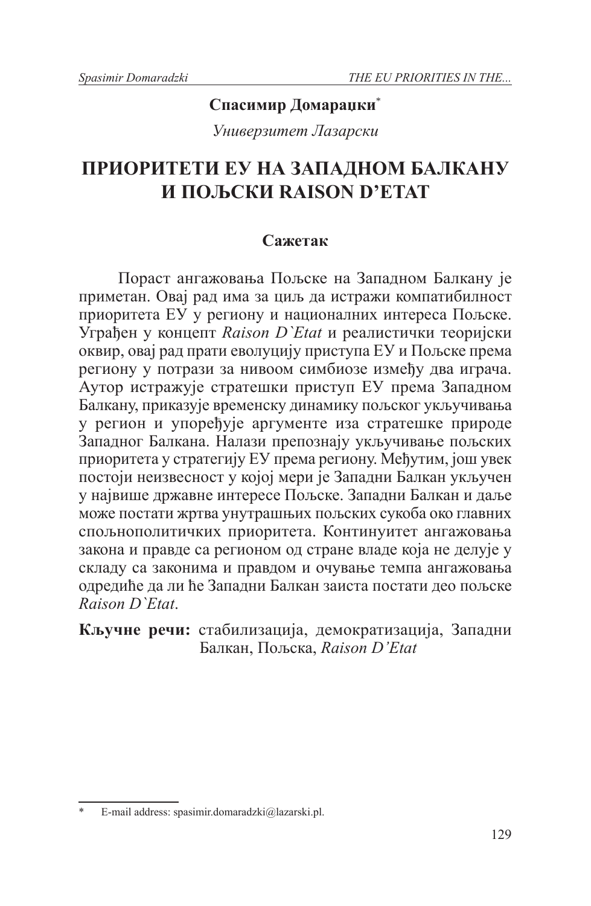**Спасимир Домарацки**[*]

*Универзитет Лазарски*

# ПРИОРИТЕТИ ЕУ НА ЗАПАДНОМ БАЛКАНУ И ПОЉСКИ RAISON D'ETAT

## Сажетак

Пораст ангажовања Пољске на Западном Балкану је приметан. Овај рад има за циљ да истражи компатибилност приоритета ЕУ у региону и националних интереса Пољске. Уграђен у концепт *Raison D`Etat* и реалистички теоријски оквир, овај рад прати еволуцију приступа ЕУ и Пољске према региону у потрази за нивоом симбиозе између два играча. Аутор истражује стратешки приступ ЕУ према Западном Балкану, приказује временску динамику пољског укључивања у регион и упоређује аргументе иза стратешке природе Западног Балкана. Налази препознају укључивање пољских приоритета у стратегију ЕУ према региону. Међутим, још увек постоји неизвесност у којој мери је Западни Балкан укључен у највише државне интересе Пољске. Западни Балкан и даље може постати жртва унутрашњих пољских сукоба око главних спољнополитичких приоритета. Континуитет ангажовања закона и правде са регионом од стране владе која не делује у складу са законима и правдом и очување темпа ангажовања одредиће да ли ће Западни Балкан заиста постати део пољске *Raison D`Etat*.

**Кључне речи:** стабилизација, демократизација, Западни Балкан, Пољска, *Raison D'Etat*

---

[*] E-mail address: spasimir.domaradzki@lazarski.pl.